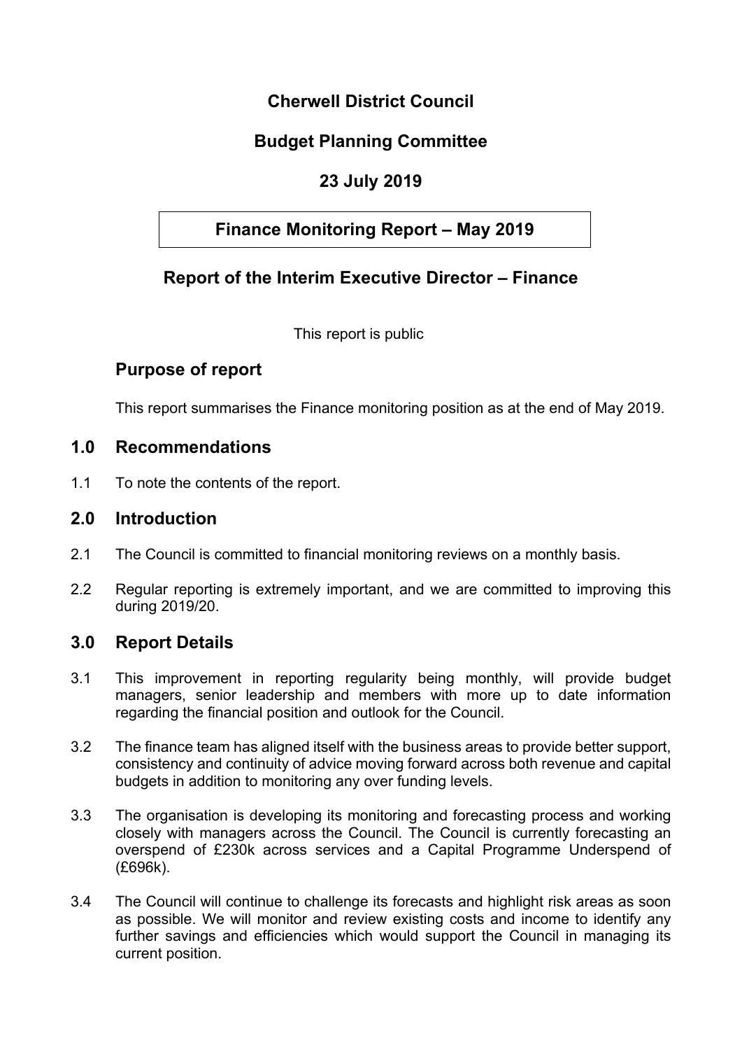# Cherwell District Council

## Budget Planning Committee

## 23 July 2019

## Finance Monitoring Report – May 2019

## Report of the Interim Executive Director – Finance

This report is public

## Purpose of report

This report summarises the Finance monitoring position as at the end of May 2019.

## 1.0 Recommendations

1.1 To note the contents of the report.

## 2.0 Introduction

2.1 The Council is committed to financial monitoring reviews on a monthly basis.

2.2 Regular reporting is extremely important, and we are committed to improving this during 2019/20.

## 3.0 Report Details

3.1 This improvement in reporting regularity being monthly, will provide budget managers, senior leadership and members with more up to date information regarding the financial position and outlook for the Council.

3.2 The finance team has aligned itself with the business areas to provide better support, consistency and continuity of advice moving forward across both revenue and capital budgets in addition to monitoring any over funding levels.

3.3 The organisation is developing its monitoring and forecasting process and working closely with managers across the Council. The Council is currently forecasting an overspend of £230k across services and a Capital Programme Underspend of (£696k).

3.4 The Council will continue to challenge its forecasts and highlight risk areas as soon as possible. We will monitor and review existing costs and income to identify any further savings and efficiencies which would support the Council in managing its current position.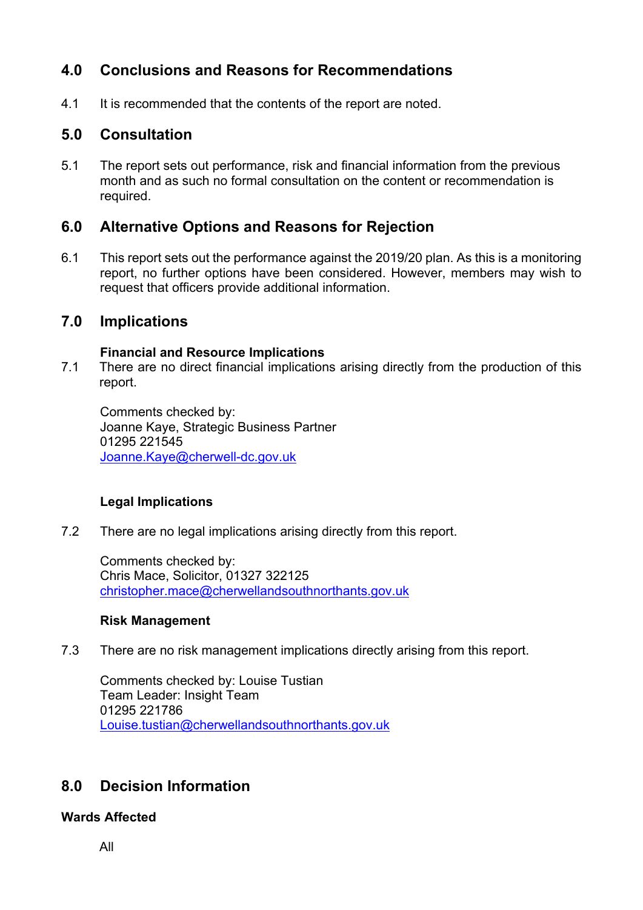## 4.0 Conclusions and Reasons for Recommendations

4.1 It is recommended that the contents of the report are noted.

## 5.0 Consultation

5.1 The report sets out performance, risk and financial information from the previous month and as such no formal consultation on the content or recommendation is required.

## 6.0 Alternative Options and Reasons for Rejection

6.1 This report sets out the performance against the 2019/20 plan. As this is a monitoring report, no further options have been considered. However, members may wish to request that officers provide additional information.

## 7.0 Implications

**Financial and Resource Implications**

7.1 There are no direct financial implications arising directly from the production of this report.

Comments checked by:
Joanne Kaye, Strategic Business Partner
01295 221545
Joanne.Kaye@cherwell-dc.gov.uk

**Legal Implications**

7.2 There are no legal implications arising directly from this report.

Comments checked by:
Chris Mace, Solicitor, 01327 322125
christopher.mace@cherwellandsouthnorthants.gov.uk

**Risk Management**

7.3 There are no risk management implications directly arising from this report.

Comments checked by: Louise Tustian
Team Leader: Insight Team
01295 221786
Louise.tustian@cherwellandsouthnorthants.gov.uk

## 8.0 Decision Information

**Wards Affected**

All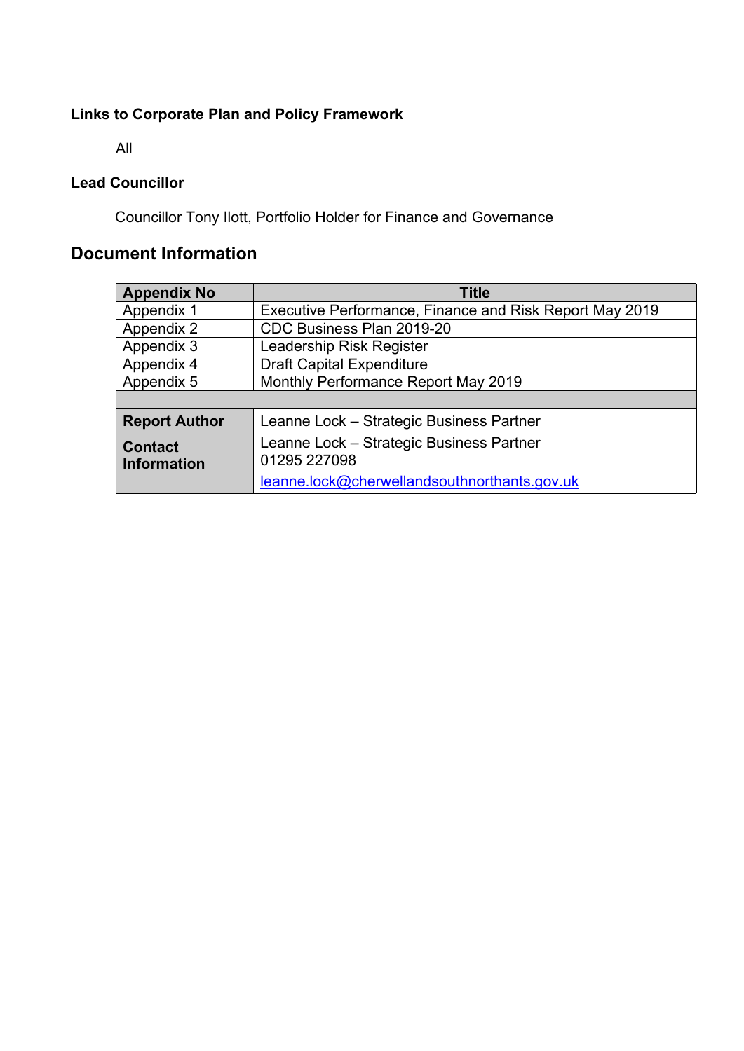**Links to Corporate Plan and Policy Framework**

All

**Lead Councillor**

Councillor Tony Ilott, Portfolio Holder for Finance and Governance

## Document Information

| Appendix No | Title |
|---|---|
| Appendix 1 | Executive Performance, Finance and Risk Report May 2019 |
| Appendix 2 | CDC Business Plan 2019-20 |
| Appendix 3 | Leadership Risk Register |
| Appendix 4 | Draft Capital Expenditure |
| Appendix 5 | Monthly Performance Report May 2019 |
| | |
| **Report Author** | Leanne Lock – Strategic Business Partner |
| **Contact Information** | Leanne Lock – Strategic Business Partner<br>01295 227098<br>leanne.lock@cherwellandsouthnorthants.gov.uk |